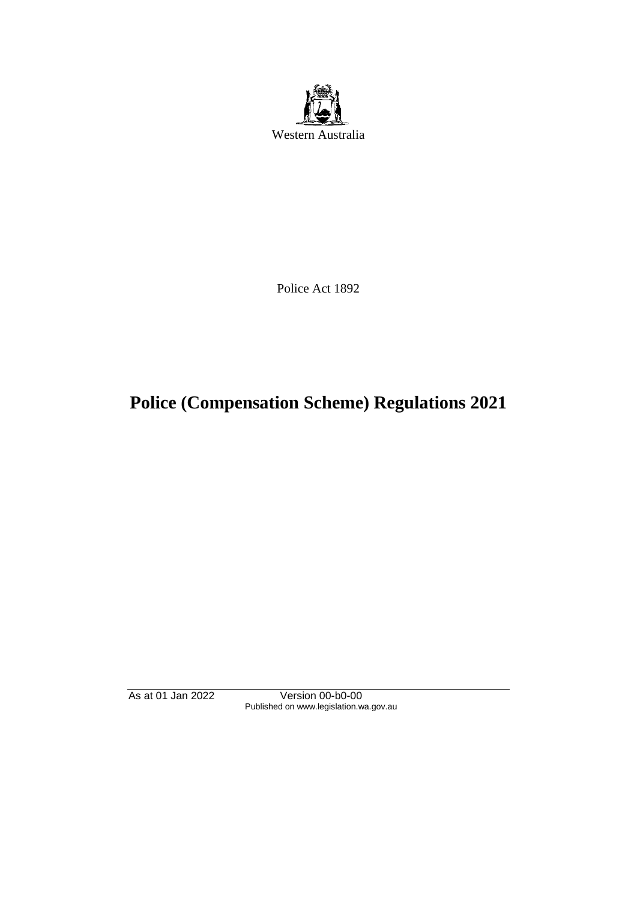Western Australia

Police Act 1892

# Police (Compensation Scheme) Regulations 2021

As at 01 Jan 2022 Version 00-b0-00
Published on www.legislation.wa.gov.au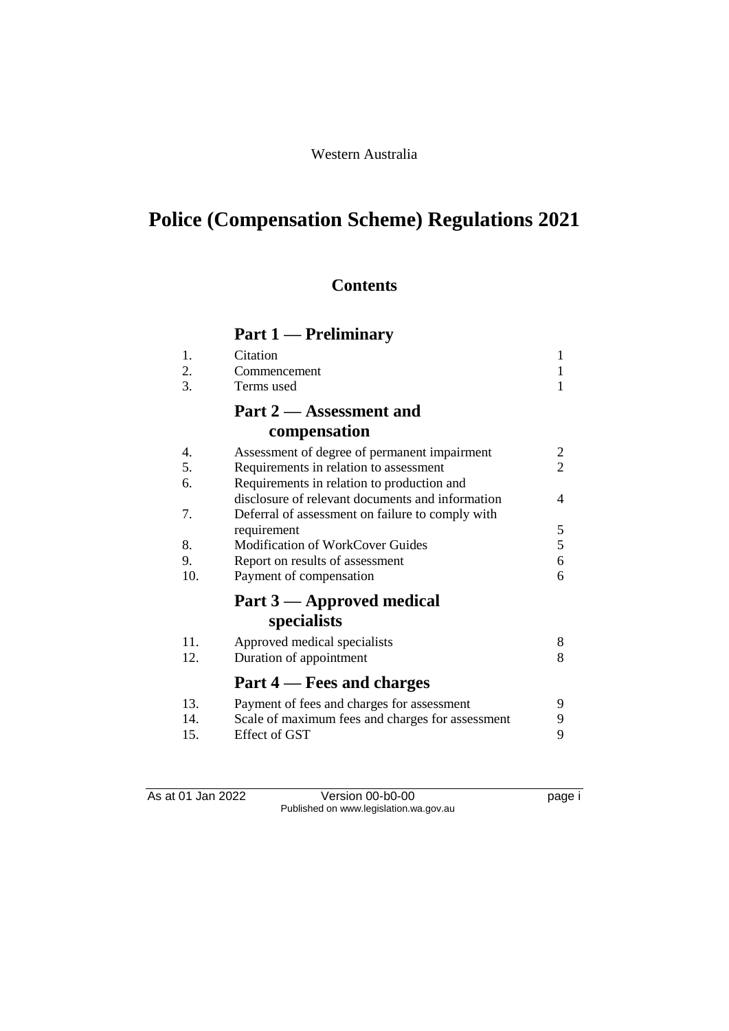Western Australia

# Police (Compensation Scheme) Regulations 2021

## Contents

### Part 1 — Preliminary

| | | |
|---|---|---|
| 1. | Citation | 1 |
| 2. | Commencement | 1 |
| 3. | Terms used | 1 |

### Part 2 — Assessment and compensation

| | | |
|---|---|---|
| 4. | Assessment of degree of permanent impairment | 2 |
| 5. | Requirements in relation to assessment | 2 |
| 6. | Requirements in relation to production and disclosure of relevant documents and information | 4 |
| 7. | Deferral of assessment on failure to comply with requirement | 5 |
| 8. | Modification of WorkCover Guides | 5 |
| 9. | Report on results of assessment | 6 |
| 10. | Payment of compensation | 6 |

### Part 3 — Approved medical specialists

| | | |
|---|---|---|
| 11. | Approved medical specialists | 8 |
| 12. | Duration of appointment | 8 |

### Part 4 — Fees and charges

| | | |
|---|---|---|
| 13. | Payment of fees and charges for assessment | 9 |
| 14. | Scale of maximum fees and charges for assessment | 9 |
| 15. | Effect of GST | 9 |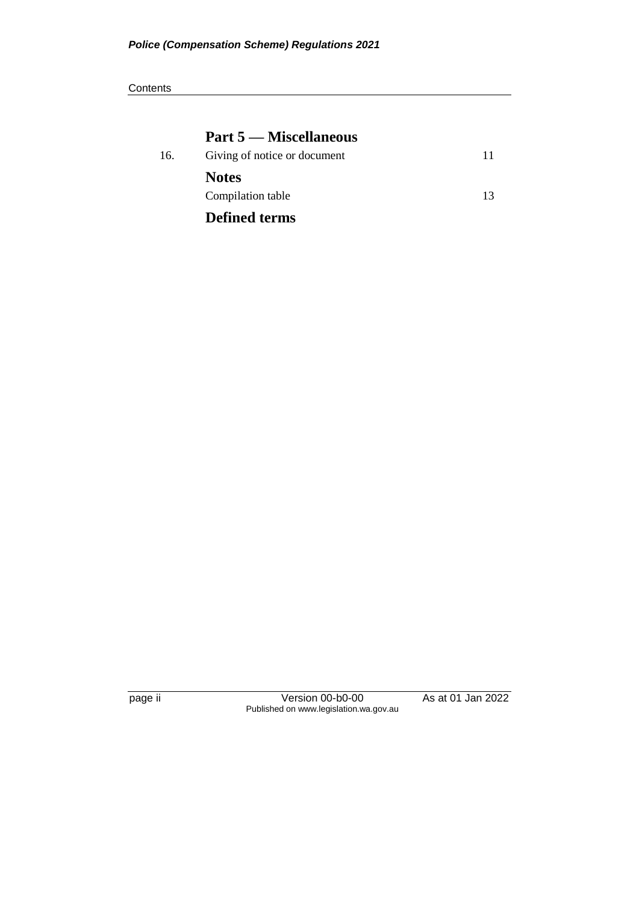## Part 5 — Miscellaneous

| | | |
|---|---|---|
| 16. | Giving of notice or document | 11 |

## Notes

| | |
|---|---|
| Compilation table | 13 |

## Defined terms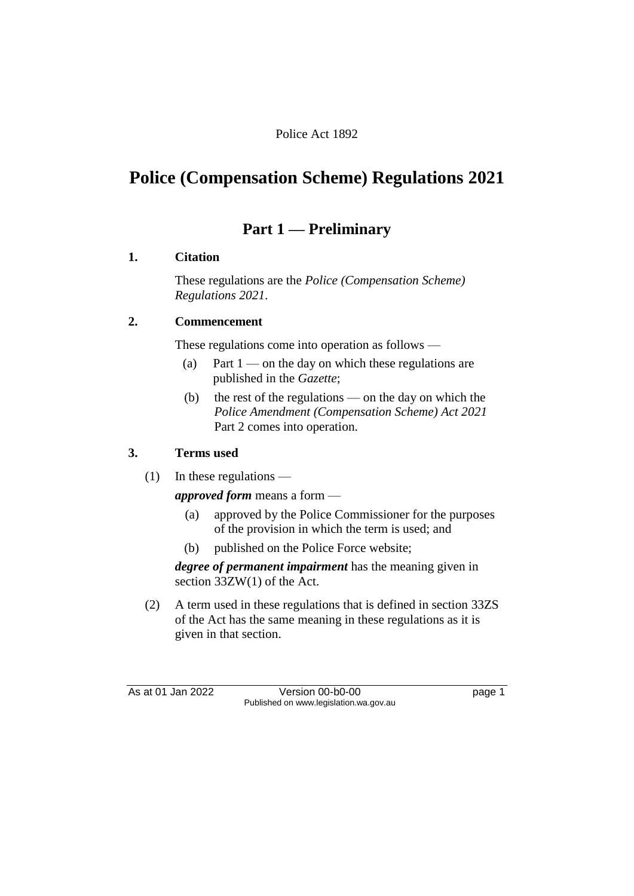Police Act 1892

# Police (Compensation Scheme) Regulations 2021

## Part 1 — Preliminary

### 1. Citation

These regulations are the *Police (Compensation Scheme) Regulations 2021*.

### 2. Commencement

These regulations come into operation as follows —

(a) Part 1 — on the day on which these regulations are published in the *Gazette*;

(b) the rest of the regulations — on the day on which the *Police Amendment (Compensation Scheme) Act 2021* Part 2 comes into operation.

### 3. Terms used

(1) In these regulations —

***approved form*** means a form —

(a) approved by the Police Commissioner for the purposes of the provision in which the term is used; and

(b) published on the Police Force website;

***degree of permanent impairment*** has the meaning given in section 33ZW(1) of the Act.

(2) A term used in these regulations that is defined in section 33ZS of the Act has the same meaning in these regulations as it is given in that section.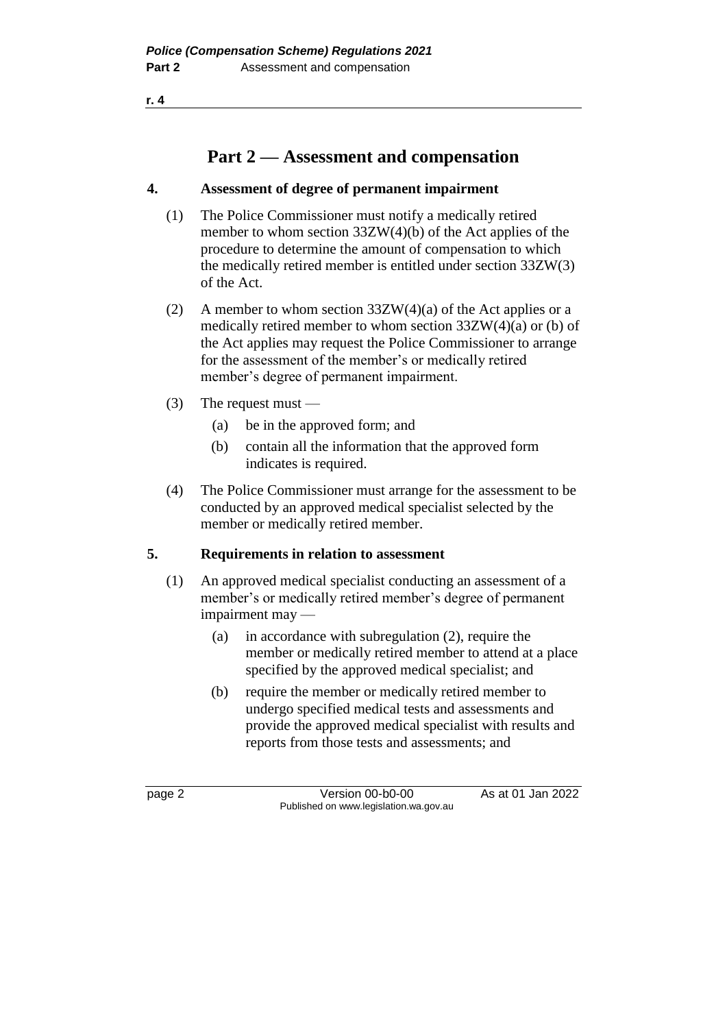## Part 2 — Assessment and compensation

### 4. Assessment of degree of permanent impairment

(1) The Police Commissioner must notify a medically retired member to whom section 33ZW(4)(b) of the Act applies of the procedure to determine the amount of compensation to which the medically retired member is entitled under section 33ZW(3) of the Act.

(2) A member to whom section 33ZW(4)(a) of the Act applies or a medically retired member to whom section 33ZW(4)(a) or (b) of the Act applies may request the Police Commissioner to arrange for the assessment of the member's or medically retired member's degree of permanent impairment.

(3) The request must —

- (a) be in the approved form; and
- (b) contain all the information that the approved form indicates is required.

(4) The Police Commissioner must arrange for the assessment to be conducted by an approved medical specialist selected by the member or medically retired member.

### 5. Requirements in relation to assessment

(1) An approved medical specialist conducting an assessment of a member's or medically retired member's degree of permanent impairment may —

- (a) in accordance with subregulation (2), require the member or medically retired member to attend at a place specified by the approved medical specialist; and
- (b) require the member or medically retired member to undergo specified medical tests and assessments and provide the approved medical specialist with results and reports from those tests and assessments; and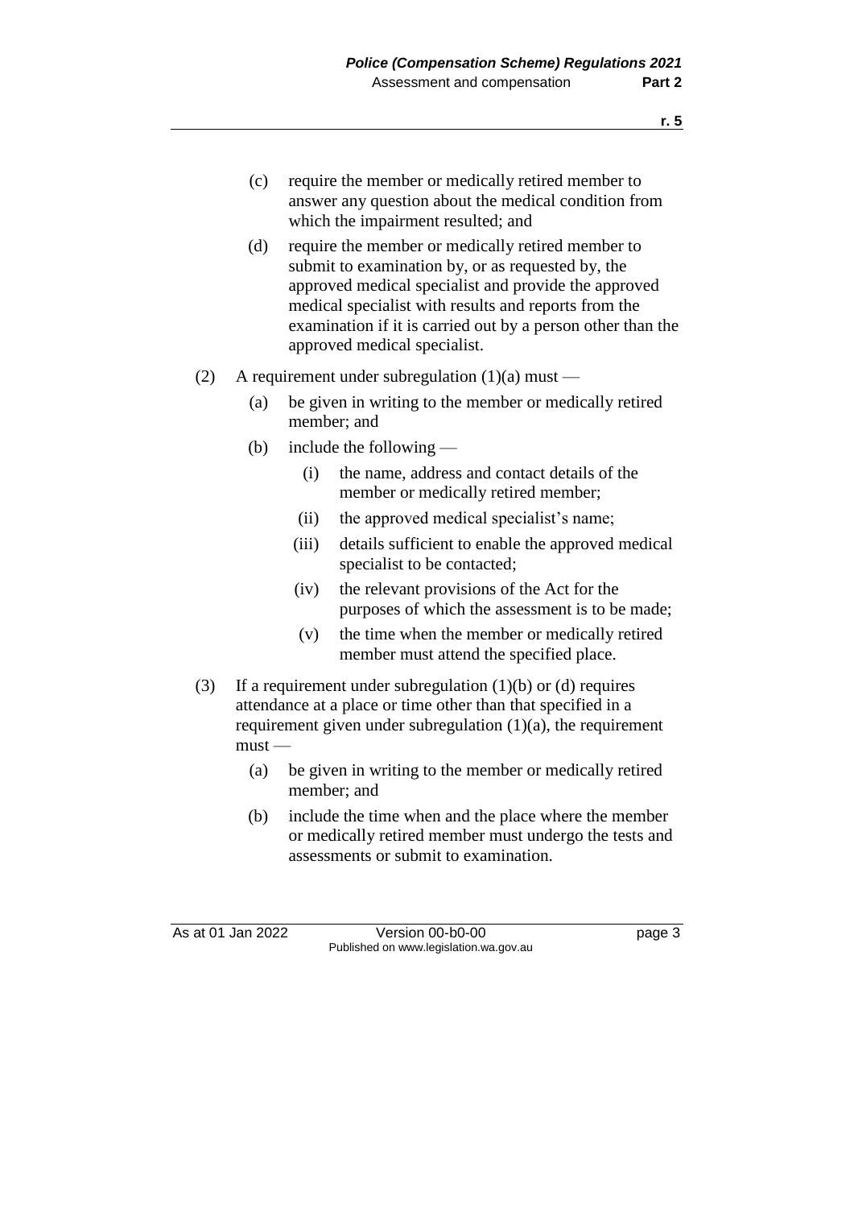- (c) require the member or medically retired member to answer any question about the medical condition from which the impairment resulted; and
- (d) require the member or medically retired member to submit to examination by, or as requested by, the approved medical specialist and provide the approved medical specialist with results and reports from the examination if it is carried out by a person other than the approved medical specialist.

(2) A requirement under subregulation (1)(a) must —

- (a) be given in writing to the member or medically retired member; and
- (b) include the following —
  - (i) the name, address and contact details of the member or medically retired member;
  - (ii) the approved medical specialist's name;
  - (iii) details sufficient to enable the approved medical specialist to be contacted;
  - (iv) the relevant provisions of the Act for the purposes of which the assessment is to be made;
  - (v) the time when the member or medically retired member must attend the specified place.

(3) If a requirement under subregulation (1)(b) or (d) requires attendance at a place or time other than that specified in a requirement given under subregulation (1)(a), the requirement must —

- (a) be given in writing to the member or medically retired member; and
- (b) include the time when and the place where the member or medically retired member must undergo the tests and assessments or submit to examination.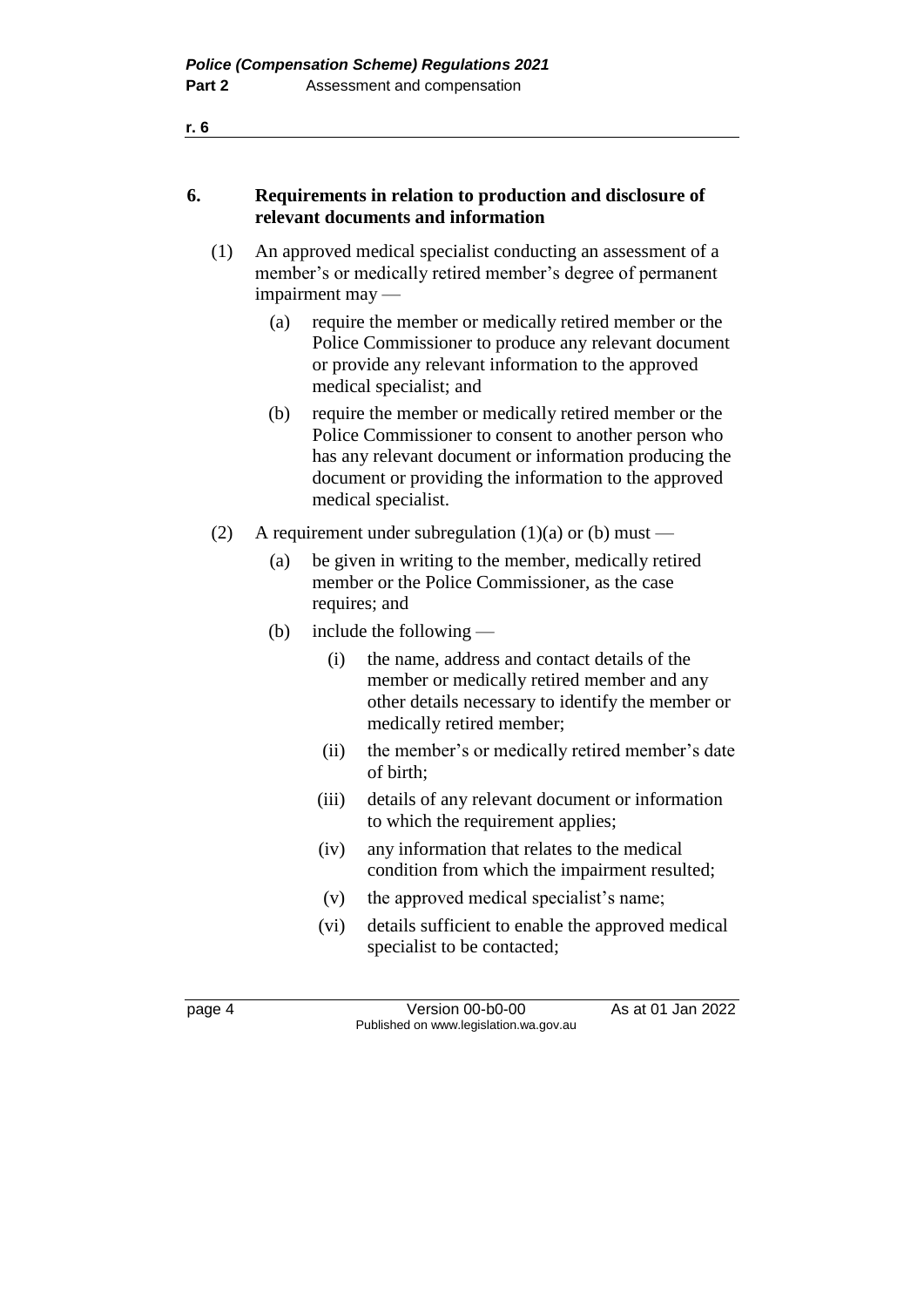## 6. Requirements in relation to production and disclosure of relevant documents and information

(1) An approved medical specialist conducting an assessment of a member's or medically retired member's degree of permanent impairment may —

  (a) require the member or medically retired member or the Police Commissioner to produce any relevant document or provide any relevant information to the approved medical specialist; and

  (b) require the member or medically retired member or the Police Commissioner to consent to another person who has any relevant document or information producing the document or providing the information to the approved medical specialist.

(2) A requirement under subregulation (1)(a) or (b) must —

  (a) be given in writing to the member, medically retired member or the Police Commissioner, as the case requires; and

  (b) include the following —

    (i) the name, address and contact details of the member or medically retired member and any other details necessary to identify the member or medically retired member;

    (ii) the member's or medically retired member's date of birth;

    (iii) details of any relevant document or information to which the requirement applies;

    (iv) any information that relates to the medical condition from which the impairment resulted;

    (v) the approved medical specialist's name;

    (vi) details sufficient to enable the approved medical specialist to be contacted;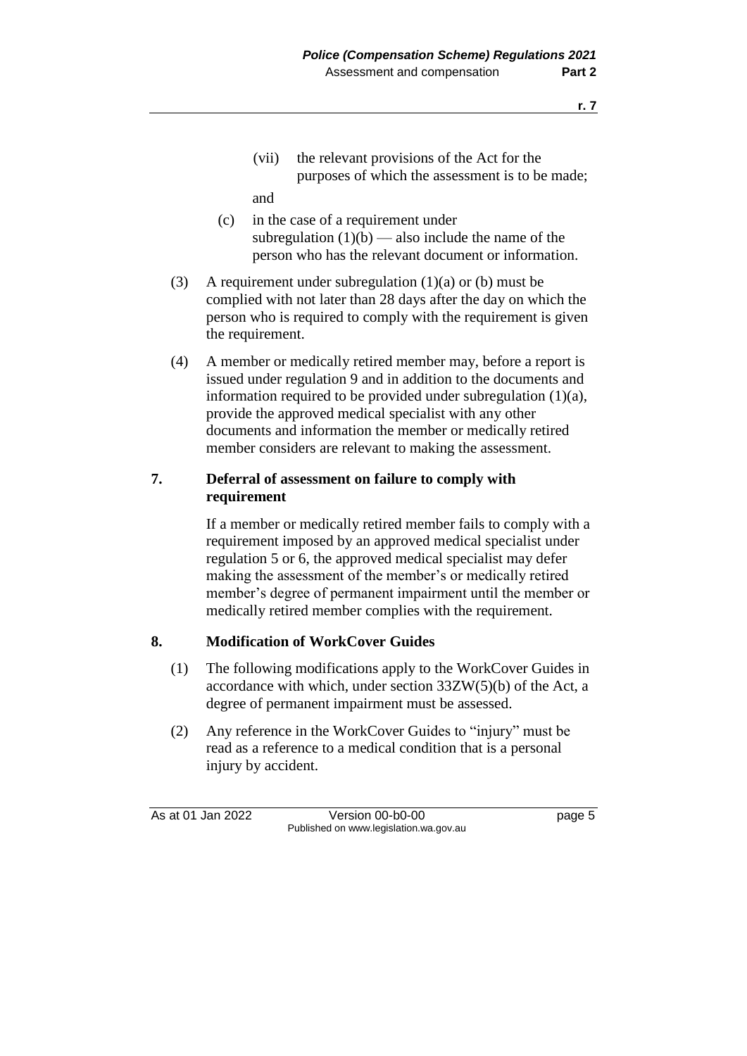(vii) the relevant provisions of the Act for the purposes of which the assessment is to be made;

and

(c) in the case of a requirement under subregulation (1)(b) — also include the name of the person who has the relevant document or information.

(3) A requirement under subregulation (1)(a) or (b) must be complied with not later than 28 days after the day on which the person who is required to comply with the requirement is given the requirement.

(4) A member or medically retired member may, before a report is issued under regulation 9 and in addition to the documents and information required to be provided under subregulation (1)(a), provide the approved medical specialist with any other documents and information the member or medically retired member considers are relevant to making the assessment.

**7. Deferral of assessment on failure to comply with requirement**

If a member or medically retired member fails to comply with a requirement imposed by an approved medical specialist under regulation 5 or 6, the approved medical specialist may defer making the assessment of the member's or medically retired member's degree of permanent impairment until the member or medically retired member complies with the requirement.

**8. Modification of WorkCover Guides**

(1) The following modifications apply to the WorkCover Guides in accordance with which, under section 33ZW(5)(b) of the Act, a degree of permanent impairment must be assessed.

(2) Any reference in the WorkCover Guides to "injury" must be read as a reference to a medical condition that is a personal injury by accident.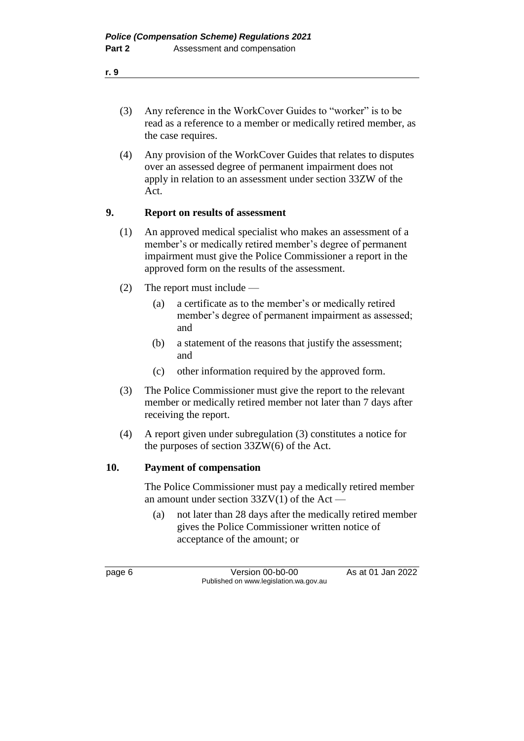(3) Any reference in the WorkCover Guides to "worker" is to be read as a reference to a member or medically retired member, as the case requires.

(4) Any provision of the WorkCover Guides that relates to disputes over an assessed degree of permanent impairment does not apply in relation to an assessment under section 33ZW of the Act.

### 9. Report on results of assessment

(1) An approved medical specialist who makes an assessment of a member's or medically retired member's degree of permanent impairment must give the Police Commissioner a report in the approved form on the results of the assessment.

(2) The report must include —

- (a) a certificate as to the member's or medically retired member's degree of permanent impairment as assessed; and
- (b) a statement of the reasons that justify the assessment; and
- (c) other information required by the approved form.

(3) The Police Commissioner must give the report to the relevant member or medically retired member not later than 7 days after receiving the report.

(4) A report given under subregulation (3) constitutes a notice for the purposes of section 33ZW(6) of the Act.

### 10. Payment of compensation

The Police Commissioner must pay a medically retired member an amount under section 33ZV(1) of the Act —

- (a) not later than 28 days after the medically retired member gives the Police Commissioner written notice of acceptance of the amount; or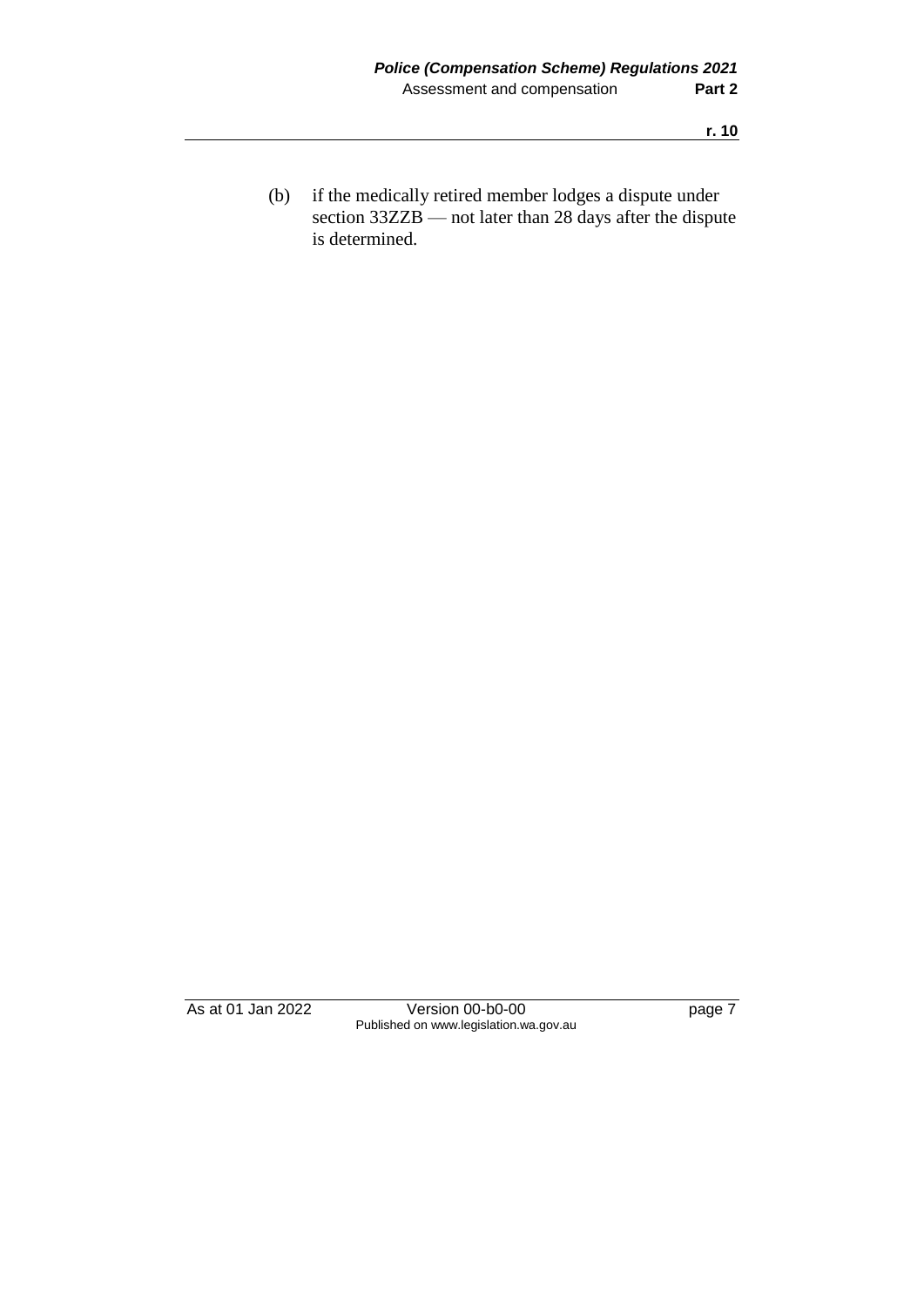(b) if the medically retired member lodges a dispute under section 33ZZB — not later than 28 days after the dispute is determined.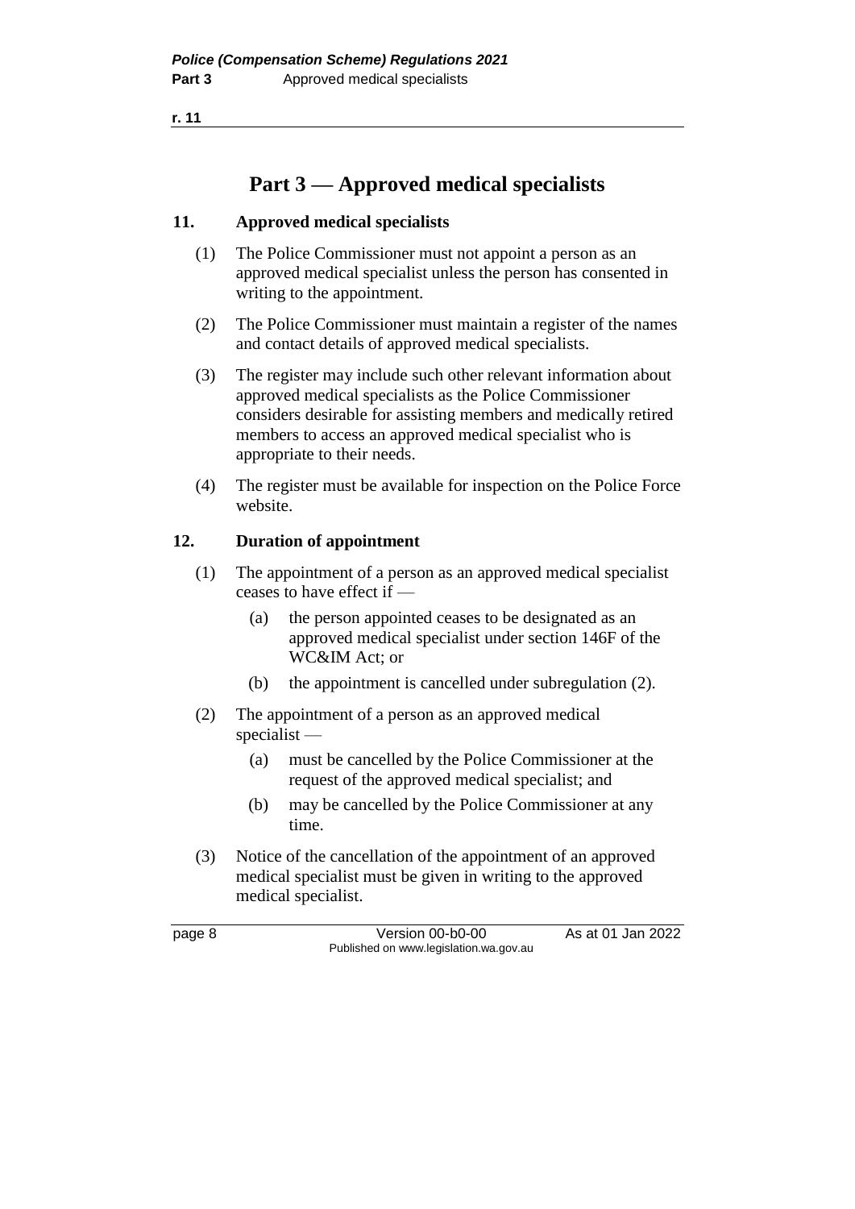# Part 3 — Approved medical specialists

## 11. Approved medical specialists

(1) The Police Commissioner must not appoint a person as an approved medical specialist unless the person has consented in writing to the appointment.

(2) The Police Commissioner must maintain a register of the names and contact details of approved medical specialists.

(3) The register may include such other relevant information about approved medical specialists as the Police Commissioner considers desirable for assisting members and medically retired members to access an approved medical specialist who is appropriate to their needs.

(4) The register must be available for inspection on the Police Force website.

## 12. Duration of appointment

(1) The appointment of a person as an approved medical specialist ceases to have effect if —

- (a) the person appointed ceases to be designated as an approved medical specialist under section 146F of the WC&IM Act; or
- (b) the appointment is cancelled under subregulation (2).

(2) The appointment of a person as an approved medical specialist —

- (a) must be cancelled by the Police Commissioner at the request of the approved medical specialist; and
- (b) may be cancelled by the Police Commissioner at any time.

(3) Notice of the cancellation of the appointment of an approved medical specialist must be given in writing to the approved medical specialist.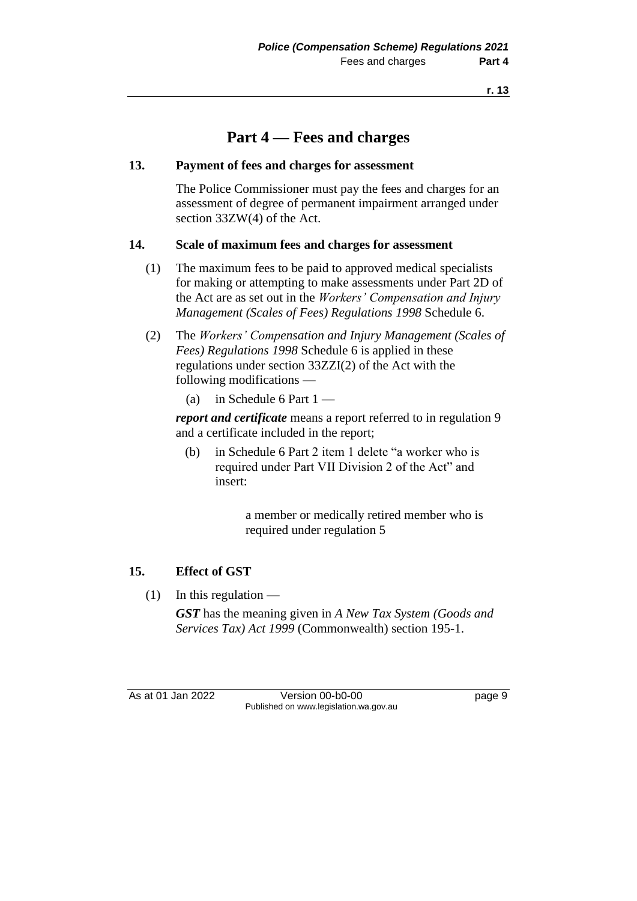# Part 4 — Fees and charges

### 13. Payment of fees and charges for assessment

The Police Commissioner must pay the fees and charges for an assessment of degree of permanent impairment arranged under section 33ZW(4) of the Act.

### 14. Scale of maximum fees and charges for assessment

(1) The maximum fees to be paid to approved medical specialists for making or attempting to make assessments under Part 2D of the Act are as set out in the *Workers' Compensation and Injury Management (Scales of Fees) Regulations 1998* Schedule 6.

(2) The *Workers' Compensation and Injury Management (Scales of Fees) Regulations 1998* Schedule 6 is applied in these regulations under section 33ZZI(2) of the Act with the following modifications —

(a) in Schedule 6 Part 1 —

***report and certificate*** means a report referred to in regulation 9 and a certificate included in the report;

(b) in Schedule 6 Part 2 item 1 delete "a worker who is required under Part VII Division 2 of the Act" and insert:

> a member or medically retired member who is required under regulation 5

### 15. Effect of GST

(1) In this regulation —

***GST*** has the meaning given in *A New Tax System (Goods and Services Tax) Act 1999* (Commonwealth) section 195-1.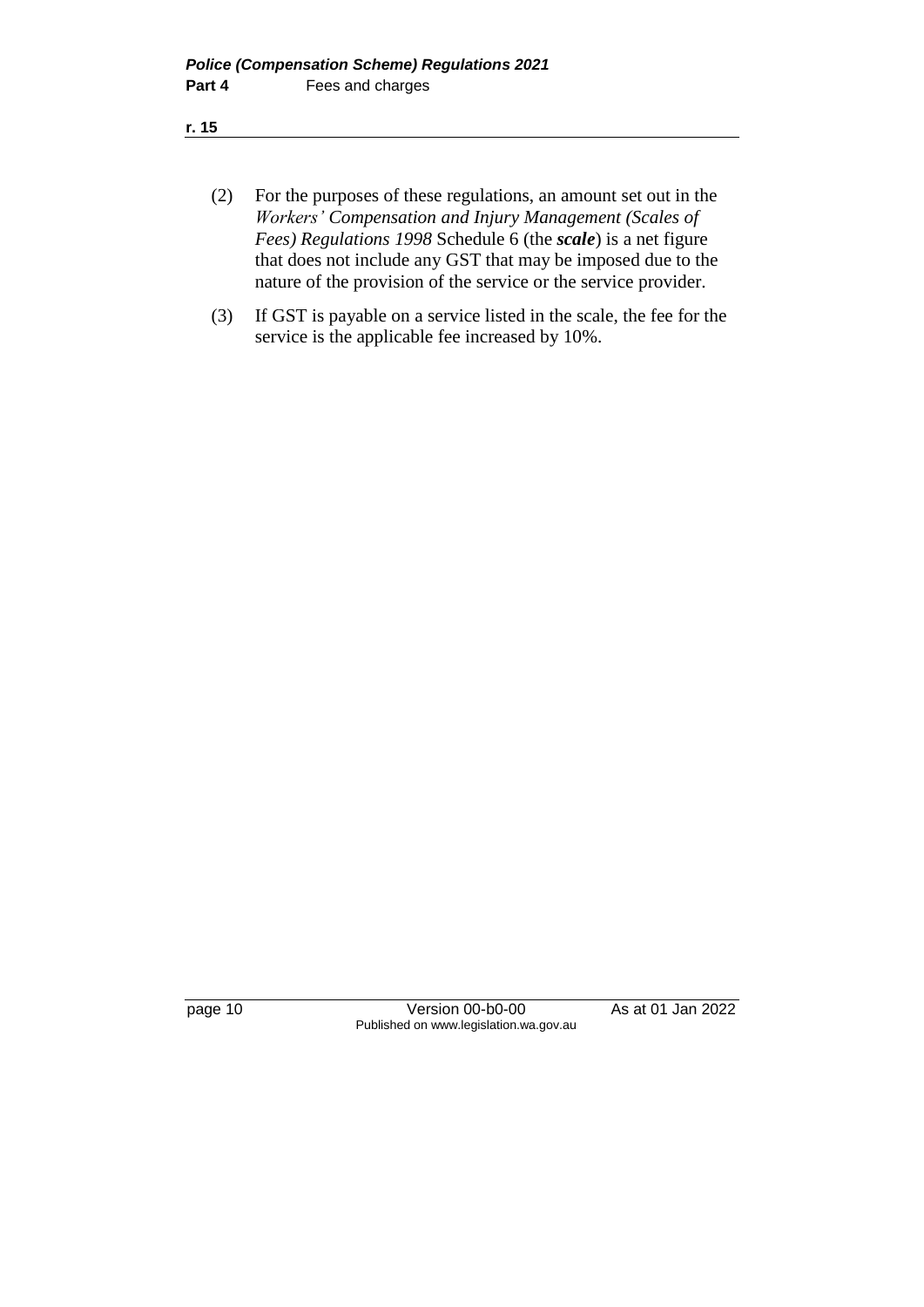(2) For the purposes of these regulations, an amount set out in the *Workers' Compensation and Injury Management (Scales of Fees) Regulations 1998* Schedule 6 (the ***scale***) is a net figure that does not include any GST that may be imposed due to the nature of the provision of the service or the service provider.

(3) If GST is payable on a service listed in the scale, the fee for the service is the applicable fee increased by 10%.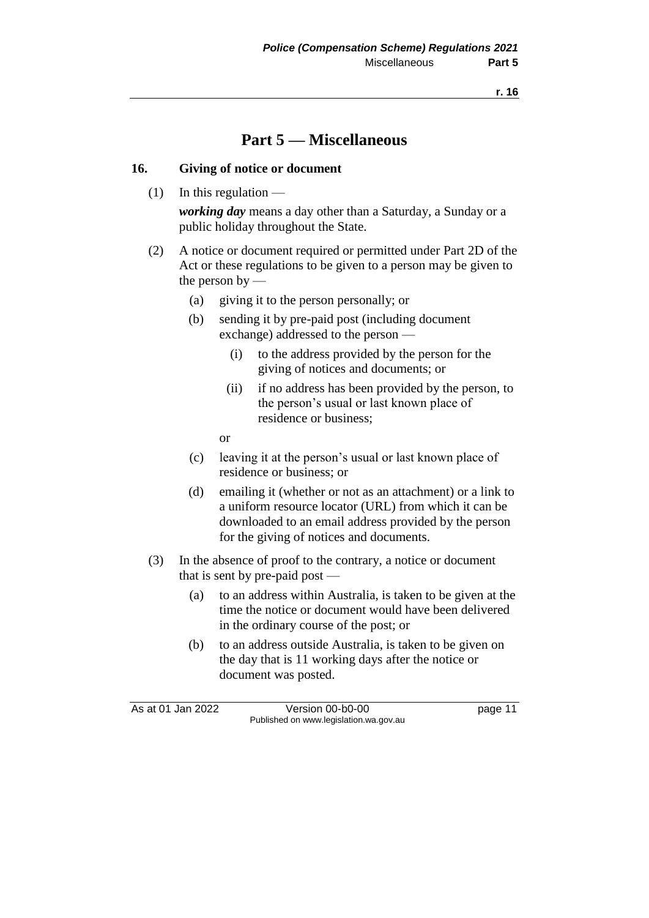# Part 5 — Miscellaneous

## 16. Giving of notice or document

(1) In this regulation —

***working day*** means a day other than a Saturday, a Sunday or a public holiday throughout the State.

(2) A notice or document required or permitted under Part 2D of the Act or these regulations to be given to a person may be given to the person by —

- (a) giving it to the person personally; or
- (b) sending it by pre-paid post (including document exchange) addressed to the person —
  - (i) to the address provided by the person for the giving of notices and documents; or
  - (ii) if no address has been provided by the person, to the person's usual or last known place of residence or business;

  or
- (c) leaving it at the person's usual or last known place of residence or business; or
- (d) emailing it (whether or not as an attachment) or a link to a uniform resource locator (URL) from which it can be downloaded to an email address provided by the person for the giving of notices and documents.

(3) In the absence of proof to the contrary, a notice or document that is sent by pre-paid post —

- (a) to an address within Australia, is taken to be given at the time the notice or document would have been delivered in the ordinary course of the post; or
- (b) to an address outside Australia, is taken to be given on the day that is 11 working days after the notice or document was posted.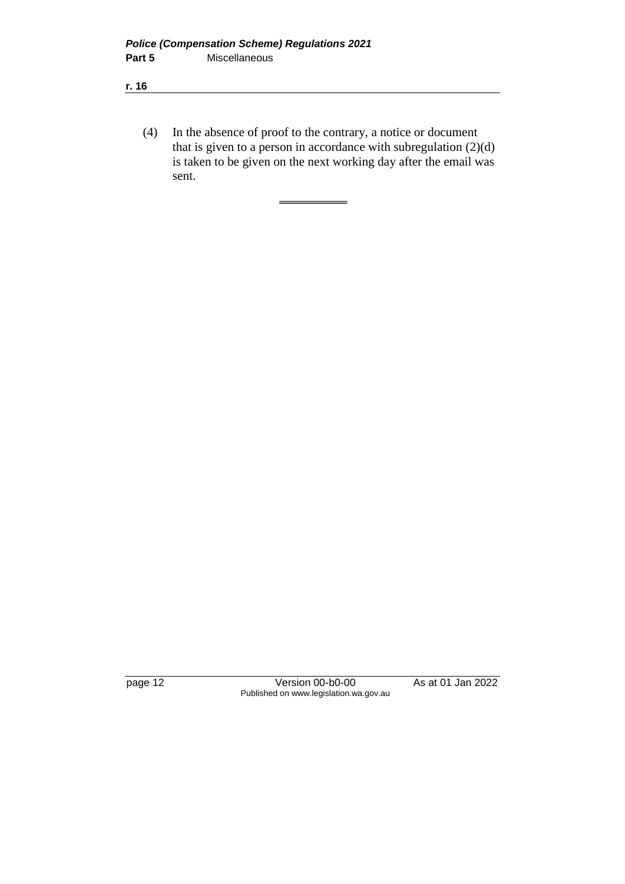(4) In the absence of proof to the contrary, a notice or document that is given to a person in accordance with subregulation (2)(d) is taken to be given on the next working day after the email was sent.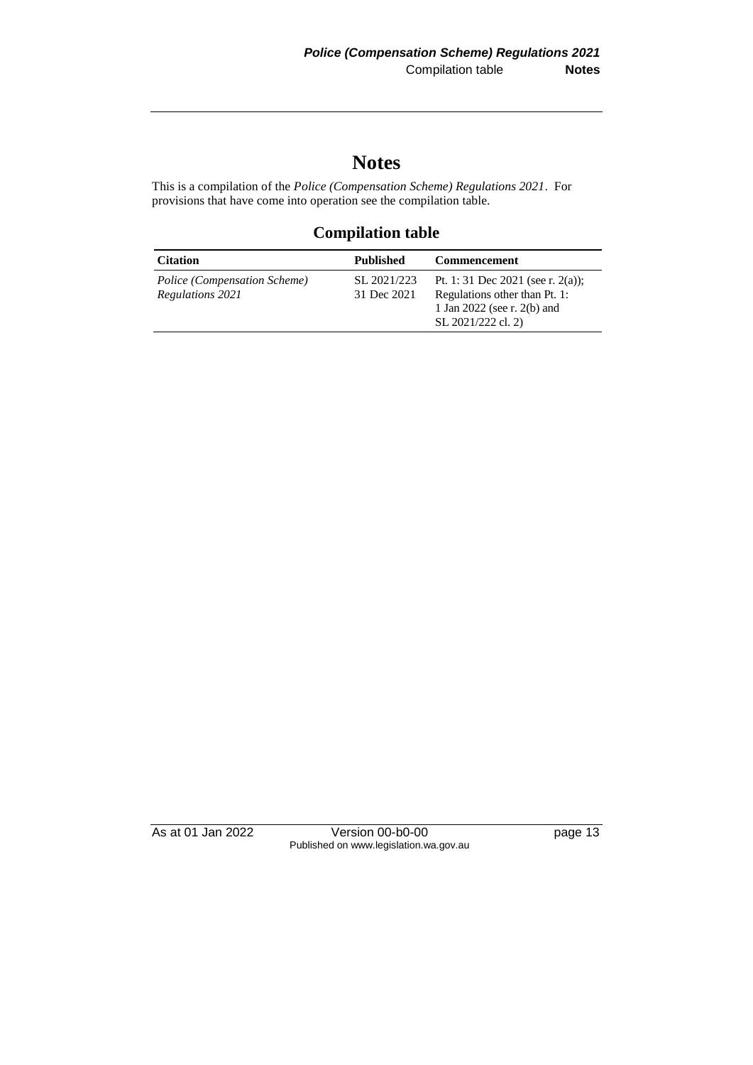# Notes

This is a compilation of the *Police (Compensation Scheme) Regulations 2021*. For provisions that have come into operation see the compilation table.

## Compilation table

| Citation | Published | Commencement |
|---|---|---|
| *Police (Compensation Scheme) Regulations 2021* | SL 2021/223 31 Dec 2021 | Pt. 1: 31 Dec 2021 (see r. 2(a)); Regulations other than Pt. 1: 1 Jan 2022 (see r. 2(b) and SL 2021/222 cl. 2) |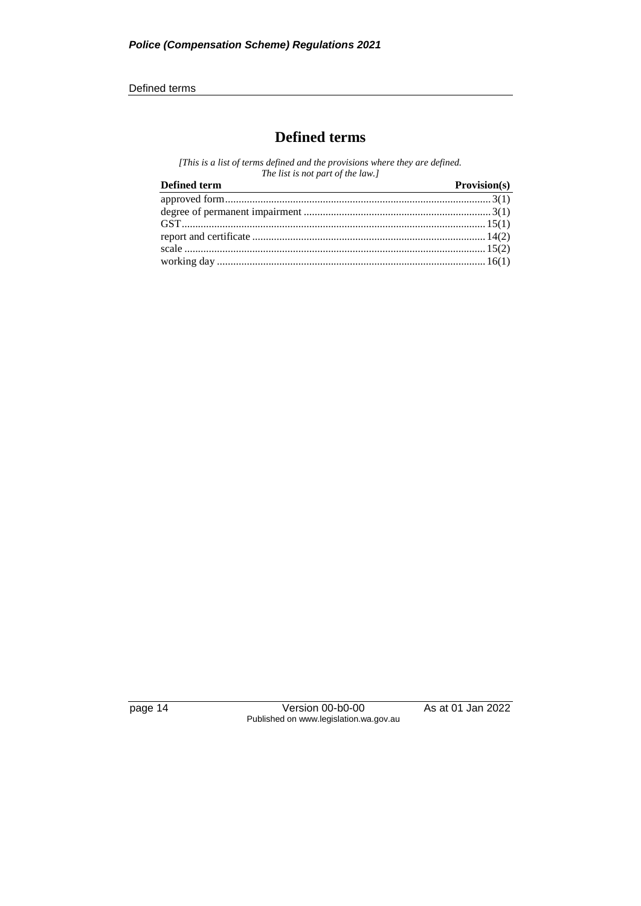# Defined terms

*[This is a list of terms defined and the provisions where they are defined. The list is not part of the law.]*

| Defined term | Provision(s) |
|---|---|
| approved form | 3(1) |
| degree of permanent impairment | 3(1) |
| GST | 15(1) |
| report and certificate | 14(2) |
| scale | 15(2) |
| working day | 16(1) |